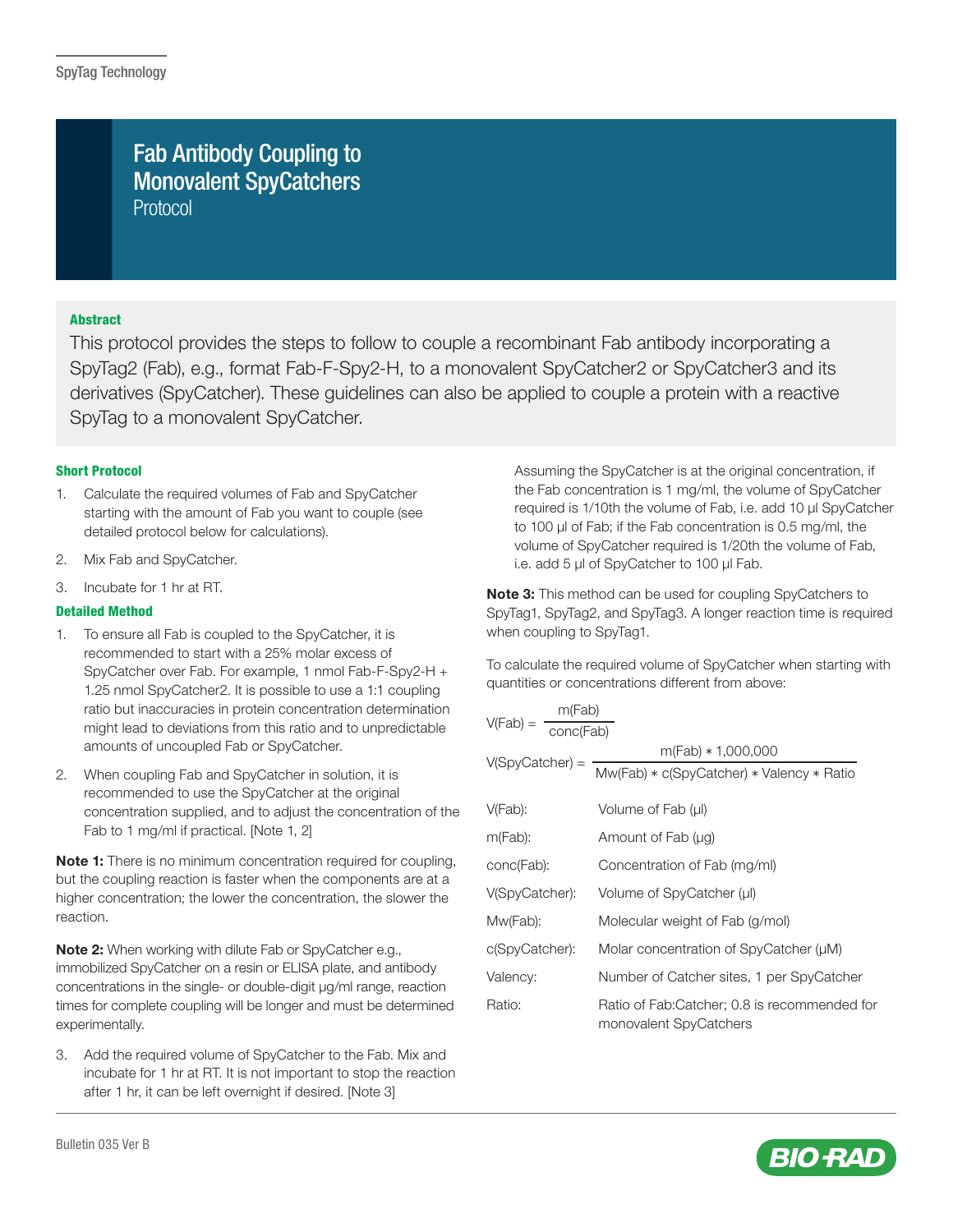SpyTag Technology

# Fab Antibody Coupling to Monovalent SpyCatchers

Protocol

**Abstract**

This protocol provides the steps to follow to couple a recombinant Fab antibody incorporating a SpyTag2 (Fab), e.g., format Fab-F-Spy2-H, to a monovalent SpyCatcher2 or SpyCatcher3 and its derivatives (SpyCatcher). These guidelines can also be applied to couple a protein with a reactive SpyTag to a monovalent SpyCatcher.

### Short Protocol

1. Calculate the required volumes of Fab and SpyCatcher starting with the amount of Fab you want to couple (see detailed protocol below for calculations).
2. Mix Fab and SpyCatcher.
3. Incubate for 1 hr at RT.

### Detailed Method

1. To ensure all Fab is coupled to the SpyCatcher, it is recommended to start with a 25% molar excess of SpyCatcher over Fab. For example, 1 nmol Fab-F-Spy2-H + 1.25 nmol SpyCatcher2. It is possible to use a 1:1 coupling ratio but inaccuracies in protein concentration determination might lead to deviations from this ratio and to unpredictable amounts of uncoupled Fab or SpyCatcher.
2. When coupling Fab and SpyCatcher in solution, it is recommended to use the SpyCatcher at the original concentration supplied, and to adjust the concentration of the Fab to 1 mg/ml if practical. [Note 1, 2]

**Note 1:** There is no minimum concentration required for coupling, but the coupling reaction is faster when the components are at a higher concentration; the lower the concentration, the slower the reaction.

**Note 2:** When working with dilute Fab or SpyCatcher e.g., immobilized SpyCatcher on a resin or ELISA plate, and antibody concentrations in the single- or double-digit µg/ml range, reaction times for complete coupling will be longer and must be determined experimentally.

3. Add the required volume of SpyCatcher to the Fab. Mix and incubate for 1 hr at RT. It is not important to stop the reaction after 1 hr, it can be left overnight if desired. [Note 3]

   Assuming the SpyCatcher is at the original concentration, if the Fab concentration is 1 mg/ml, the volume of SpyCatcher required is 1/10th the volume of Fab, i.e. add 10 µl SpyCatcher to 100 µl of Fab; if the Fab concentration is 0.5 mg/ml, the volume of SpyCatcher required is 1/20th the volume of Fab, i.e. add 5 µl of SpyCatcher to 100 µl Fab.

**Note 3:** This method can be used for coupling SpyCatchers to SpyTag1, SpyTag2, and SpyTag3. A longer reaction time is required when coupling to SpyTag1.

To calculate the required volume of SpyCatcher when starting with quantities or concentrations different from above:

$$V(\text{Fab}) = \frac{m(\text{Fab})}{\text{conc}(\text{Fab})}$$

$$V(\text{SpyCatcher}) = \frac{m(\text{Fab}) * 1{,}000{,}000}{\text{Mw}(\text{Fab}) * c(\text{SpyCatcher}) * \text{Valency} * \text{Ratio}}$$

| | |
|---|---|
| V(Fab): | Volume of Fab (µl) |
| m(Fab): | Amount of Fab (µg) |
| conc(Fab): | Concentration of Fab (mg/ml) |
| V(SpyCatcher): | Volume of SpyCatcher (µl) |
| Mw(Fab): | Molecular weight of Fab (g/mol) |
| c(SpyCatcher): | Molar concentration of SpyCatcher (µM) |
| Valency: | Number of Catcher sites, 1 per SpyCatcher |
| Ratio: | Ratio of Fab:Catcher; 0.8 is recommended for monovalent SpyCatchers |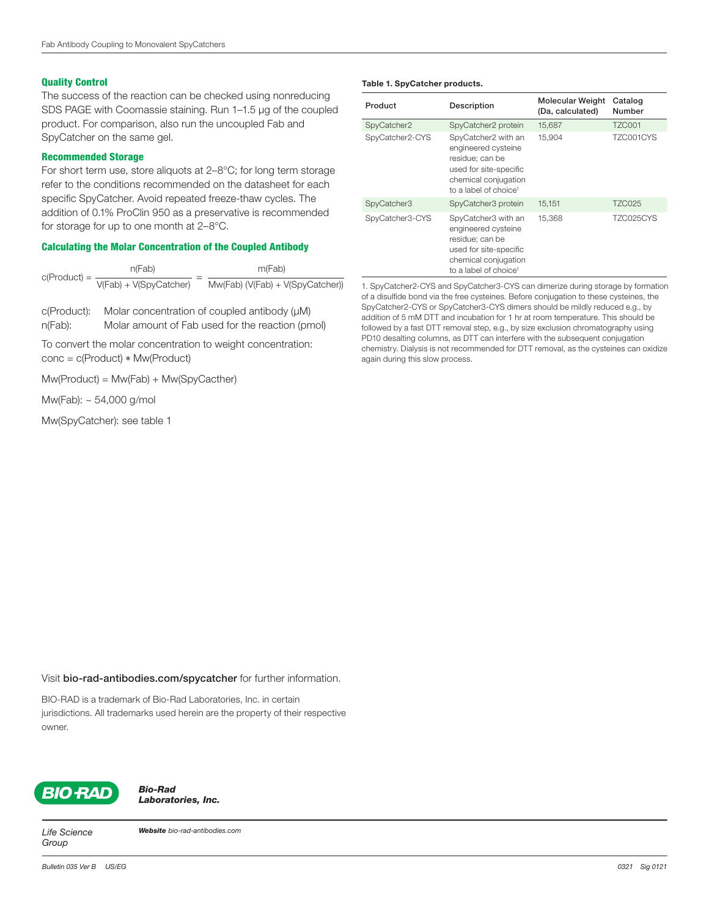## Quality Control

The success of the reaction can be checked using nonreducing SDS PAGE with Coomassie staining. Run 1–1.5 µg of the coupled product. For comparison, also run the uncoupled Fab and SpyCatcher on the same gel.

## Recommended Storage

For short term use, store aliquots at 2–8°C; for long term storage refer to the conditions recommended on the datasheet for each specific SpyCatcher. Avoid repeated freeze-thaw cycles. The addition of 0.1% ProClin 950 as a preservative is recommended for storage for up to one month at 2–8°C.

## Calculating the Molar Concentration of the Coupled Antibody

$$c(\text{Product}) = \frac{n(\text{Fab})}{V(\text{Fab}) + V(\text{SpyCatcher})} = \frac{m(\text{Fab})}{Mw(\text{Fab})\ (V(\text{Fab}) + V(\text{SpyCatcher}))}$$

c(Product): Molar concentration of coupled antibody (µM)
n(Fab): Molar amount of Fab used for the reaction (pmol)

To convert the molar concentration to weight concentration:
$conc = c(\text{Product}) * Mw(\text{Product})$

$Mw(\text{Product}) = Mw(\text{Fab}) + Mw(\text{SpyCacther})$

Mw(Fab): ~ 54,000 g/mol

Mw(SpyCatcher): see table 1

**Table 1. SpyCatcher products.**

| Product | Description | Molecular Weight (Da, calculated) | Catalog Number |
|---|---|---|---|
| SpyCatcher2 | SpyCatcher2 protein | 15,687 | TZC001 |
| SpyCatcher2-CYS | SpyCatcher2 with an engineered cysteine residue; can be used for site-specific chemical conjugation to a label of choice[1] | 15,904 | TZC001CYS |
| SpyCatcher3 | SpyCatcher3 protein | 15,151 | TZC025 |
| SpyCatcher3-CYS | SpyCatcher3 with an engineered cysteine residue; can be used for site-specific chemical conjugation to a label of choice[1] | 15,368 | TZC025CYS |

1. SpyCatcher2-CYS and SpyCatcher3-CYS can dimerize during storage by formation of a disulfide bond via the free cysteines. Before conjugation to these cysteines, the SpyCatcher2-CYS or SpyCatcher3-CYS dimers should be mildly reduced e.g., by addition of 5 mM DTT and incubation for 1 hr at room temperature. This should be followed by a fast DTT removal step, e.g., by size exclusion chromatography using PD10 desalting columns, as DTT can interfere with the subsequent conjugation chemistry. Dialysis is not recommended for DTT removal, as the cysteines can oxidize again during this slow process.

Visit **bio-rad-antibodies.com/spycatcher** for further information.

BIO-RAD is a trademark of Bio-Rad Laboratories, Inc. in certain jurisdictions. All trademarks used herein are the property of their respective owner.

***Bio-Rad Laboratories, Inc.***

*Life Science Group*

***Website*** *bio-rad-antibodies.com*

*Bulletin 035 Ver B US/EG* *0321 Sig 0121*